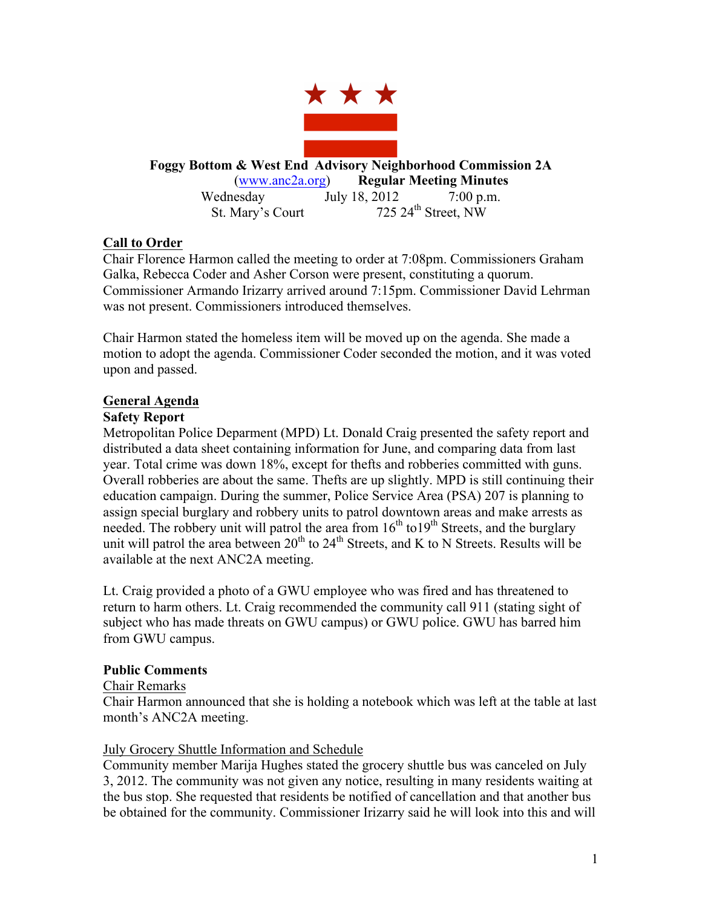# Foggy Bottom & West End Advisory Neighborhood Commission 2A

(www.anc2a.org) **Regular Meeting Minutes**

Wednesday July 18, 2012 7:00 p.m.

St. Mary's Court 725 24th Street, NW

## Call to Order

Chair Florence Harmon called the meeting to order at 7:08pm. Commissioners Graham Galka, Rebecca Coder and Asher Corson were present, constituting a quorum. Commissioner Armando Irizarry arrived around 7:15pm. Commissioner David Lehrman was not present. Commissioners introduced themselves.

Chair Harmon stated the homeless item will be moved up on the agenda. She made a motion to adopt the agenda. Commissioner Coder seconded the motion, and it was voted upon and passed.

## General Agenda

### Safety Report

Metropolitan Police Deparment (MPD) Lt. Donald Craig presented the safety report and distributed a data sheet containing information for June, and comparing data from last year. Total crime was down 18%, except for thefts and robberies committed with guns. Overall robberies are about the same. Thefts are up slightly. MPD is still continuing their education campaign. During the summer, Police Service Area (PSA) 207 is planning to assign special burglary and robbery units to patrol downtown areas and make arrests as needed. The robbery unit will patrol the area from 16th to19th Streets, and the burglary unit will patrol the area between 20th to 24th Streets, and K to N Streets. Results will be available at the next ANC2A meeting.

Lt. Craig provided a photo of a GWU employee who was fired and has threatened to return to harm others. Lt. Craig recommended the community call 911 (stating sight of subject who has made threats on GWU campus) or GWU police. GWU has barred him from GWU campus.

### Public Comments

Chair Remarks

Chair Harmon announced that she is holding a notebook which was left at the table at last month's ANC2A meeting.

July Grocery Shuttle Information and Schedule

Community member Marija Hughes stated the grocery shuttle bus was canceled on July 3, 2012. The community was not given any notice, resulting in many residents waiting at the bus stop. She requested that residents be notified of cancellation and that another bus be obtained for the community. Commissioner Irizarry said he will look into this and will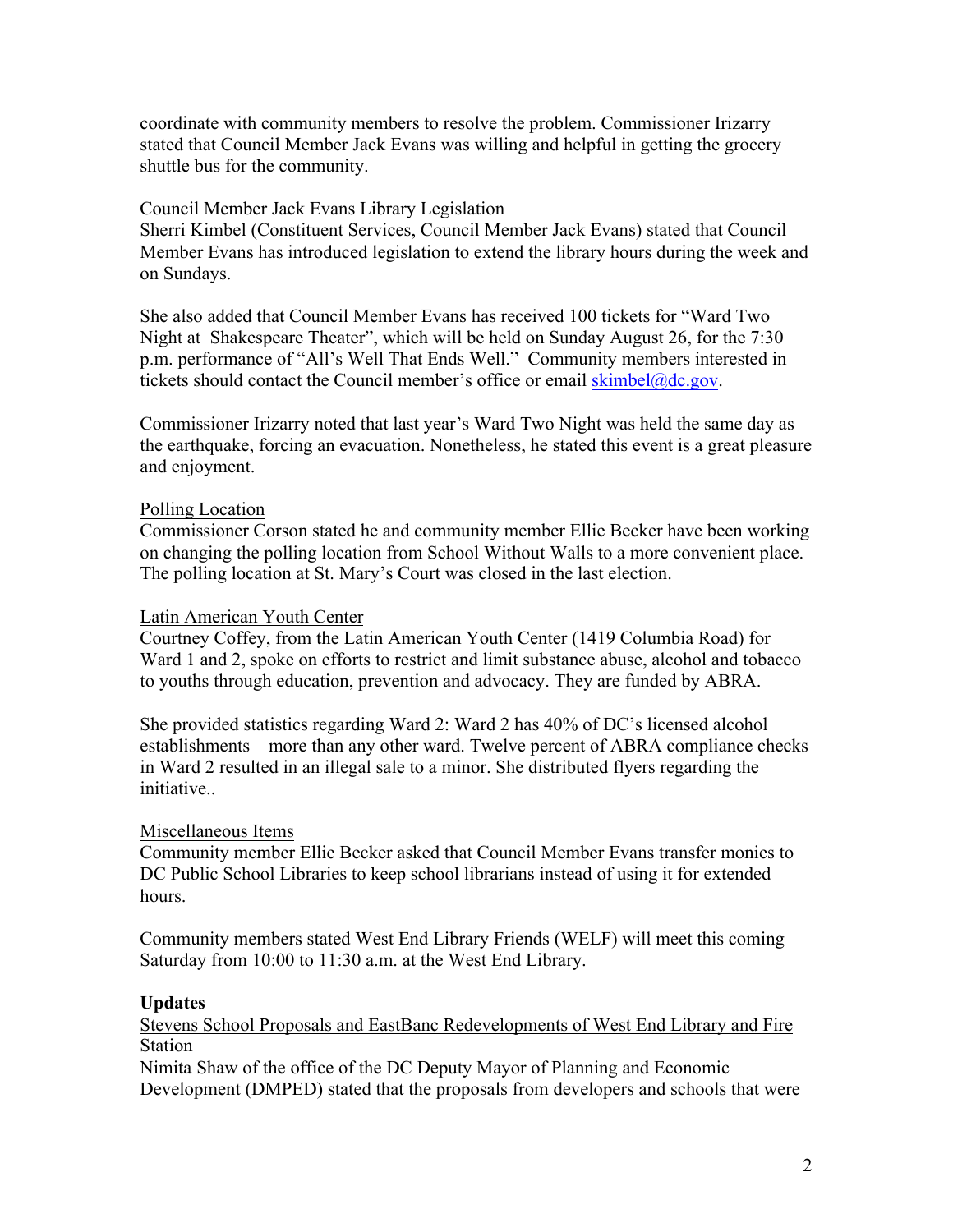coordinate with community members to resolve the problem. Commissioner Irizarry stated that Council Member Jack Evans was willing and helpful in getting the grocery shuttle bus for the community.

<u>Council Member Jack Evans Library Legislation</u>

Sherri Kimbel (Constituent Services, Council Member Jack Evans) stated that Council Member Evans has introduced legislation to extend the library hours during the week and on Sundays.

She also added that Council Member Evans has received 100 tickets for "Ward Two Night at Shakespeare Theater", which will be held on Sunday August 26, for the 7:30 p.m. performance of "All's Well That Ends Well." Community members interested in tickets should contact the Council member's office or email skimbel@dc.gov.

Commissioner Irizarry noted that last year's Ward Two Night was held the same day as the earthquake, forcing an evacuation. Nonetheless, he stated this event is a great pleasure and enjoyment.

<u>Polling Location</u>

Commissioner Corson stated he and community member Ellie Becker have been working on changing the polling location from School Without Walls to a more convenient place. The polling location at St. Mary's Court was closed in the last election.

<u>Latin American Youth Center</u>

Courtney Coffey, from the Latin American Youth Center (1419 Columbia Road) for Ward 1 and 2, spoke on efforts to restrict and limit substance abuse, alcohol and tobacco to youths through education, prevention and advocacy. They are funded by ABRA.

She provided statistics regarding Ward 2: Ward 2 has 40% of DC's licensed alcohol establishments – more than any other ward. Twelve percent of ABRA compliance checks in Ward 2 resulted in an illegal sale to a minor. She distributed flyers regarding the initiative..

<u>Miscellaneous Items</u>

Community member Ellie Becker asked that Council Member Evans transfer monies to DC Public School Libraries to keep school librarians instead of using it for extended hours.

Community members stated West End Library Friends (WELF) will meet this coming Saturday from 10:00 to 11:30 a.m. at the West End Library.

**Updates**

<u>Stevens School Proposals and EastBanc Redevelopments of West End Library and Fire Station</u>

Nimita Shaw of the office of the DC Deputy Mayor of Planning and Economic Development (DMPED) stated that the proposals from developers and schools that were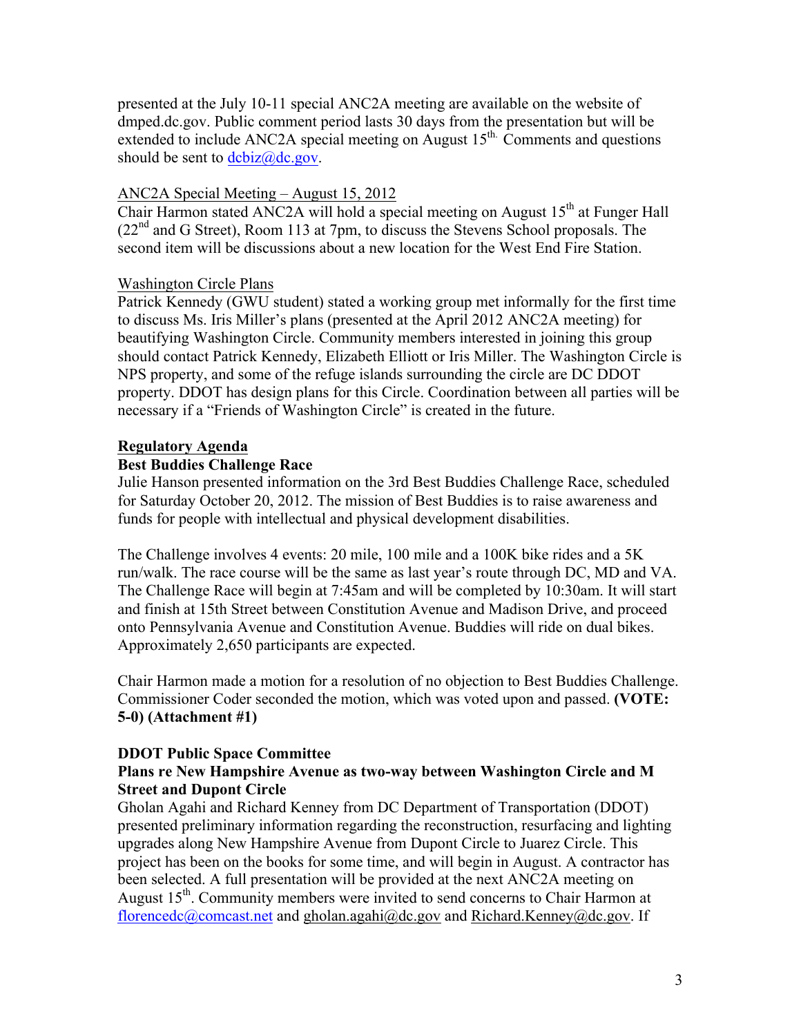presented at the July 10-11 special ANC2A meeting are available on the website of dmped.dc.gov. Public comment period lasts 30 days from the presentation but will be extended to include ANC2A special meeting on August 15th. Comments and questions should be sent to dcbiz@dc.gov.

ANC2A Special Meeting – August 15, 2012

Chair Harmon stated ANC2A will hold a special meeting on August 15th at Funger Hall (22nd and G Street), Room 113 at 7pm, to discuss the Stevens School proposals. The second item will be discussions about a new location for the West End Fire Station.

Washington Circle Plans

Patrick Kennedy (GWU student) stated a working group met informally for the first time to discuss Ms. Iris Miller's plans (presented at the April 2012 ANC2A meeting) for beautifying Washington Circle. Community members interested in joining this group should contact Patrick Kennedy, Elizabeth Elliott or Iris Miller. The Washington Circle is NPS property, and some of the refuge islands surrounding the circle are DC DDOT property. DDOT has design plans for this Circle. Coordination between all parties will be necessary if a "Friends of Washington Circle" is created in the future.

**Regulatory Agenda**

**Best Buddies Challenge Race**

Julie Hanson presented information on the 3rd Best Buddies Challenge Race, scheduled for Saturday October 20, 2012. The mission of Best Buddies is to raise awareness and funds for people with intellectual and physical development disabilities.

The Challenge involves 4 events: 20 mile, 100 mile and a 100K bike rides and a 5K run/walk. The race course will be the same as last year's route through DC, MD and VA. The Challenge Race will begin at 7:45am and will be completed by 10:30am. It will start and finish at 15th Street between Constitution Avenue and Madison Drive, and proceed onto Pennsylvania Avenue and Constitution Avenue. Buddies will ride on dual bikes. Approximately 2,650 participants are expected.

Chair Harmon made a motion for a resolution of no objection to Best Buddies Challenge. Commissioner Coder seconded the motion, which was voted upon and passed. **(VOTE: 5-0) (Attachment #1)**

**DDOT Public Space Committee**

**Plans re New Hampshire Avenue as two-way between Washington Circle and M Street and Dupont Circle**

Gholan Agahi and Richard Kenney from DC Department of Transportation (DDOT) presented preliminary information regarding the reconstruction, resurfacing and lighting upgrades along New Hampshire Avenue from Dupont Circle to Juarez Circle. This project has been on the books for some time, and will begin in August. A contractor has been selected. A full presentation will be provided at the next ANC2A meeting on August 15th. Community members were invited to send concerns to Chair Harmon at florencedc@comcast.net and gholan.agahi@dc.gov and Richard.Kenney@dc.gov. If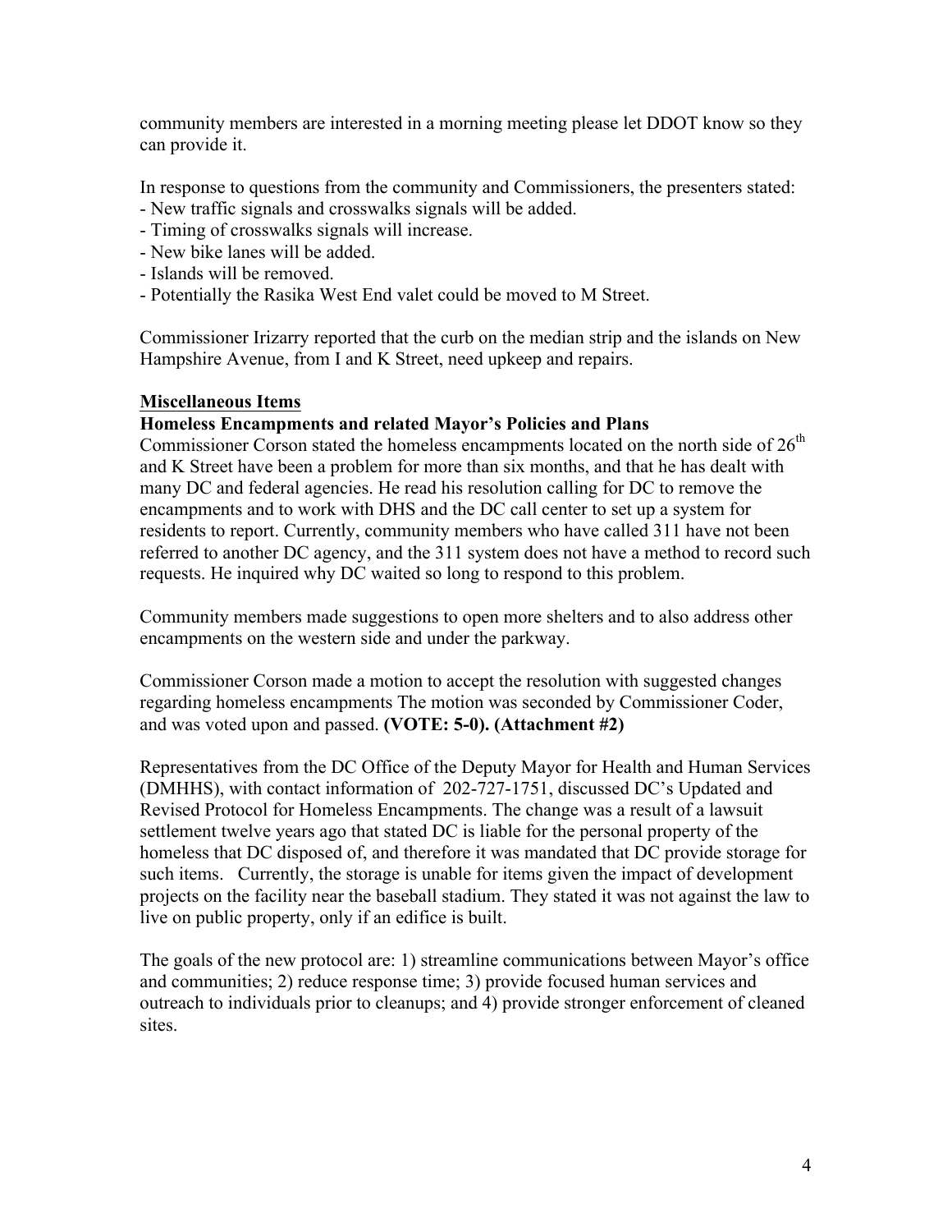community members are interested in a morning meeting please let DDOT know so they can provide it.

In response to questions from the community and Commissioners, the presenters stated:
- New traffic signals and crosswalks signals will be added.
- Timing of crosswalks signals will increase.
- New bike lanes will be added.
- Islands will be removed.
- Potentially the Rasika West End valet could be moved to M Street.

Commissioner Irizarry reported that the curb on the median strip and the islands on New Hampshire Avenue, from I and K Street, need upkeep and repairs.

**Miscellaneous Items**

**Homeless Encampments and related Mayor's Policies and Plans**

Commissioner Corson stated the homeless encampments located on the north side of 26th and K Street have been a problem for more than six months, and that he has dealt with many DC and federal agencies. He read his resolution calling for DC to remove the encampments and to work with DHS and the DC call center to set up a system for residents to report. Currently, community members who have called 311 have not been referred to another DC agency, and the 311 system does not have a method to record such requests. He inquired why DC waited so long to respond to this problem.

Community members made suggestions to open more shelters and to also address other encampments on the western side and under the parkway.

Commissioner Corson made a motion to accept the resolution with suggested changes regarding homeless encampments The motion was seconded by Commissioner Coder, and was voted upon and passed. **(VOTE: 5-0). (Attachment #2)**

Representatives from the DC Office of the Deputy Mayor for Health and Human Services (DMHHS), with contact information of 202-727-1751, discussed DC's Updated and Revised Protocol for Homeless Encampments. The change was a result of a lawsuit settlement twelve years ago that stated DC is liable for the personal property of the homeless that DC disposed of, and therefore it was mandated that DC provide storage for such items. Currently, the storage is unable for items given the impact of development projects on the facility near the baseball stadium. They stated it was not against the law to live on public property, only if an edifice is built.

The goals of the new protocol are: 1) streamline communications between Mayor's office and communities; 2) reduce response time; 3) provide focused human services and outreach to individuals prior to cleanups; and 4) provide stronger enforcement of cleaned sites.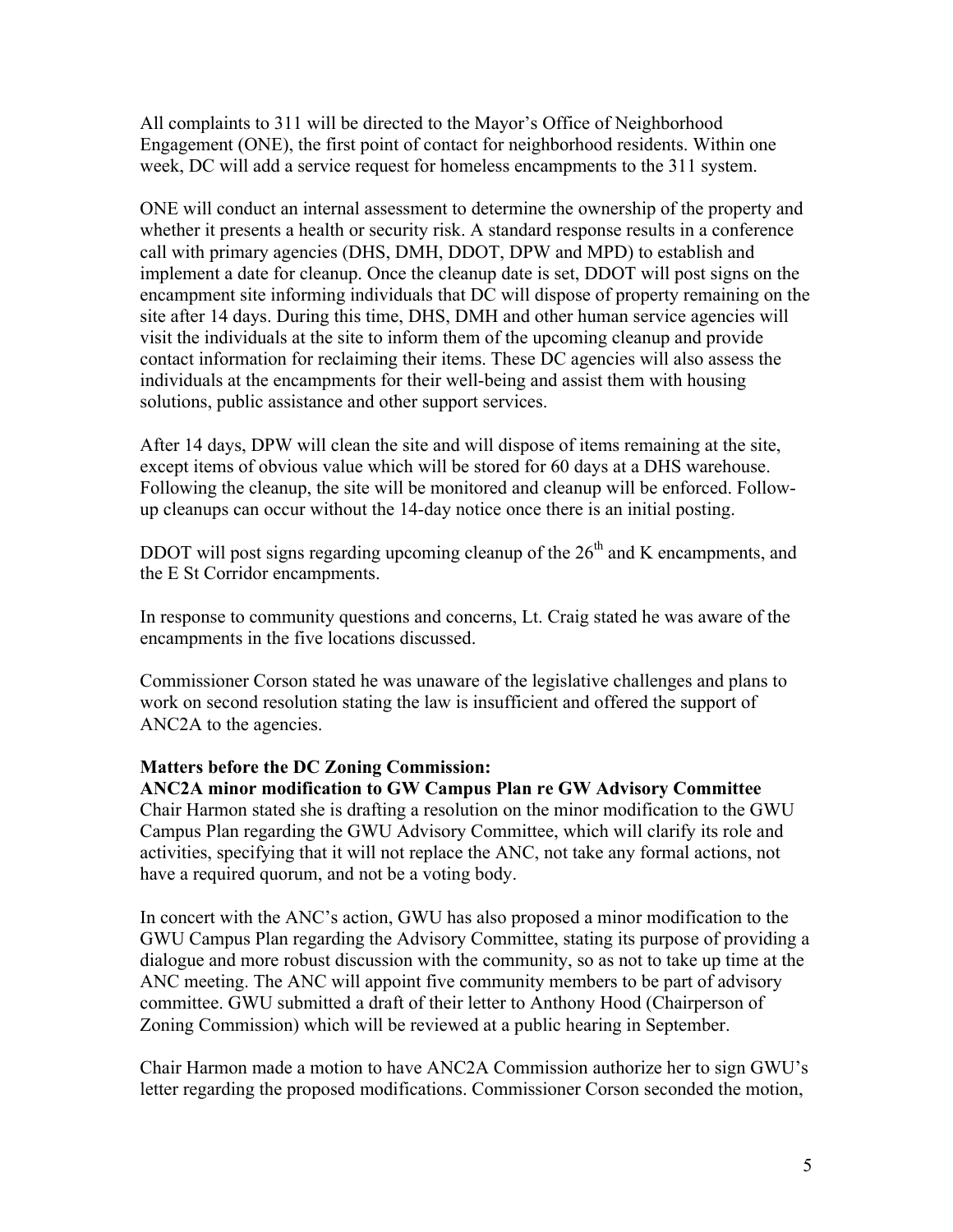All complaints to 311 will be directed to the Mayor's Office of Neighborhood Engagement (ONE), the first point of contact for neighborhood residents. Within one week, DC will add a service request for homeless encampments to the 311 system.

ONE will conduct an internal assessment to determine the ownership of the property and whether it presents a health or security risk. A standard response results in a conference call with primary agencies (DHS, DMH, DDOT, DPW and MPD) to establish and implement a date for cleanup. Once the cleanup date is set, DDOT will post signs on the encampment site informing individuals that DC will dispose of property remaining on the site after 14 days. During this time, DHS, DMH and other human service agencies will visit the individuals at the site to inform them of the upcoming cleanup and provide contact information for reclaiming their items. These DC agencies will also assess the individuals at the encampments for their well-being and assist them with housing solutions, public assistance and other support services.

After 14 days, DPW will clean the site and will dispose of items remaining at the site, except items of obvious value which will be stored for 60 days at a DHS warehouse. Following the cleanup, the site will be monitored and cleanup will be enforced. Follow-up cleanups can occur without the 14-day notice once there is an initial posting.

DDOT will post signs regarding upcoming cleanup of the 26th and K encampments, and the E St Corridor encampments.

In response to community questions and concerns, Lt. Craig stated he was aware of the encampments in the five locations discussed.

Commissioner Corson stated he was unaware of the legislative challenges and plans to work on second resolution stating the law is insufficient and offered the support of ANC2A to the agencies.

**Matters before the DC Zoning Commission:**
**ANC2A minor modification to GW Campus Plan re GW Advisory Committee**
Chair Harmon stated she is drafting a resolution on the minor modification to the GWU Campus Plan regarding the GWU Advisory Committee, which will clarify its role and activities, specifying that it will not replace the ANC, not take any formal actions, not have a required quorum, and not be a voting body.

In concert with the ANC's action, GWU has also proposed a minor modification to the GWU Campus Plan regarding the Advisory Committee, stating its purpose of providing a dialogue and more robust discussion with the community, so as not to take up time at the ANC meeting. The ANC will appoint five community members to be part of advisory committee. GWU submitted a draft of their letter to Anthony Hood (Chairperson of Zoning Commission) which will be reviewed at a public hearing in September.

Chair Harmon made a motion to have ANC2A Commission authorize her to sign GWU's letter regarding the proposed modifications. Commissioner Corson seconded the motion,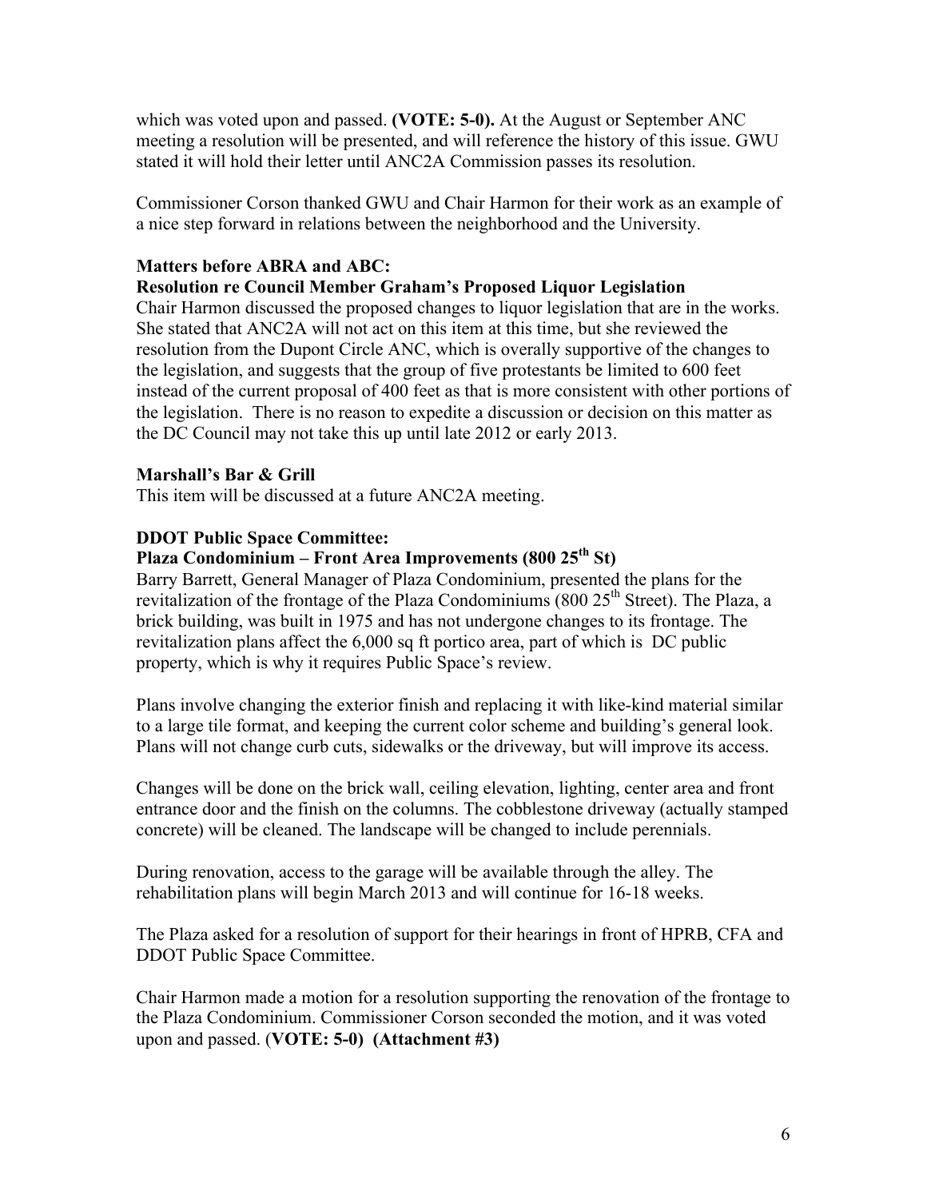which was voted upon and passed. **(VOTE: 5-0).** At the August or September ANC meeting a resolution will be presented, and will reference the history of this issue. GWU stated it will hold their letter until ANC2A Commission passes its resolution.

Commissioner Corson thanked GWU and Chair Harmon for their work as an example of a nice step forward in relations between the neighborhood and the University.

**Matters before ABRA and ABC:**

**Resolution re Council Member Graham's Proposed Liquor Legislation**

Chair Harmon discussed the proposed changes to liquor legislation that are in the works. She stated that ANC2A will not act on this item at this time, but she reviewed the resolution from the Dupont Circle ANC, which is overaly supportive of the changes to the legislation, and suggests that the group of five protestants be limited to 600 feet instead of the current proposal of 400 feet as that is more consistent with other portions of the legislation. There is no reason to expedite a discussion or decision on this matter as the DC Council may not take this up until late 2012 or early 2013.

**Marshall's Bar & Grill**

This item will be discussed at a future ANC2A meeting.

**DDOT Public Space Committee:**

**Plaza Condominium – Front Area Improvements (800 25th St)**

Barry Barrett, General Manager of Plaza Condominium, presented the plans for the revitalization of the frontage of the Plaza Condominiums (800 25th Street). The Plaza, a brick building, was built in 1975 and has not undergone changes to its frontage. The revitalization plans affect the 6,000 sq ft portico area, part of which is DC public property, which is why it requires Public Space's review.

Plans involve changing the exterior finish and replacing it with like-kind material similar to a large tile format, and keeping the current color scheme and building's general look. Plans will not change curb cuts, sidewalks or the driveway, but will improve its access.

Changes will be done on the brick wall, ceiling elevation, lighting, center area and front entrance door and the finish on the columns. The cobblestone driveway (actually stamped concrete) will be cleaned. The landscape will be changed to include perennials.

During renovation, access to the garage will be available through the alley. The rehabilitation plans will begin March 2013 and will continue for 16-18 weeks.

The Plaza asked for a resolution of support for their hearings in front of HPRB, CFA and DDOT Public Space Committee.

Chair Harmon made a motion for a resolution supporting the renovation of the frontage to the Plaza Condominium. Commissioner Corson seconded the motion, and it was voted upon and passed. (**VOTE: 5-0) (Attachment #3)**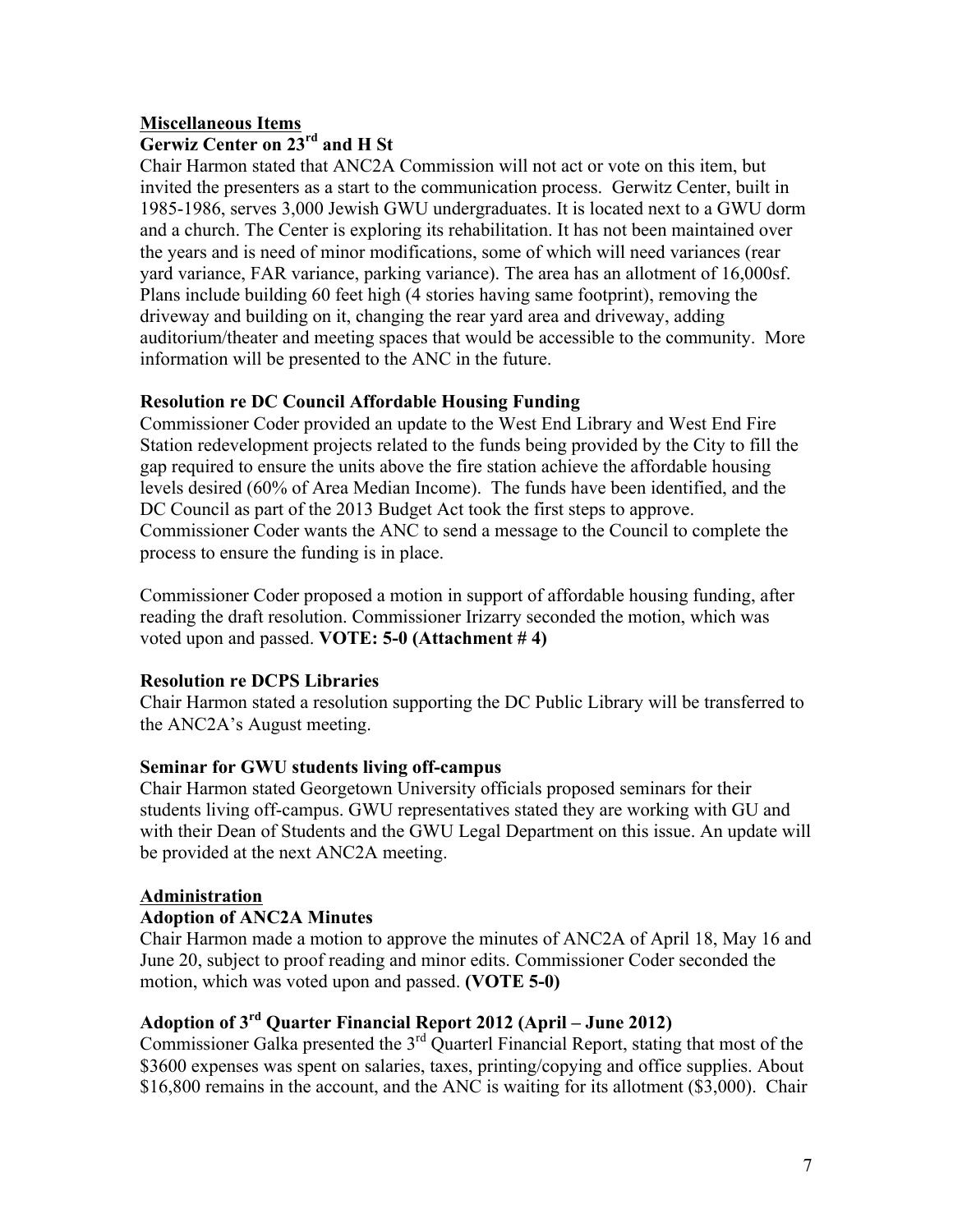**Miscellaneous Items**

**Gerwiz Center on 23rd and H St**

Chair Harmon stated that ANC2A Commission will not act or vote on this item, but invited the presenters as a start to the communication process. Gerwitz Center, built in 1985-1986, serves 3,000 Jewish GWU undergraduates. It is located next to a GWU dorm and a church. The Center is exploring its rehabilitation. It has not been maintained over the years and is need of minor modifications, some of which will need variances (rear yard variance, FAR variance, parking variance). The area has an allotment of 16,000sf. Plans include building 60 feet high (4 stories having same footprint), removing the driveway and building on it, changing the rear yard area and driveway, adding auditorium/theater and meeting spaces that would be accessible to the community. More information will be presented to the ANC in the future.

**Resolution re DC Council Affordable Housing Funding**

Commissioner Coder provided an update to the West End Library and West End Fire Station redevelopment projects related to the funds being provided by the City to fill the gap required to ensure the units above the fire station achieve the affordable housing levels desired (60% of Area Median Income). The funds have been identified, and the DC Council as part of the 2013 Budget Act took the first steps to approve. Commissioner Coder wants the ANC to send a message to the Council to complete the process to ensure the funding is in place.

Commissioner Coder proposed a motion in support of affordable housing funding, after reading the draft resolution. Commissioner Irizarry seconded the motion, which was voted upon and passed. **VOTE: 5-0 (Attachment # 4)**

**Resolution re DCPS Libraries**

Chair Harmon stated a resolution supporting the DC Public Library will be transferred to the ANC2A's August meeting.

**Seminar for GWU students living off-campus**

Chair Harmon stated Georgetown University officials proposed seminars for their students living off-campus. GWU representatives stated they are working with GU and with their Dean of Students and the GWU Legal Department on this issue. An update will be provided at the next ANC2A meeting.

**Administration**

**Adoption of ANC2A Minutes**

Chair Harmon made a motion to approve the minutes of ANC2A of April 18, May 16 and June 20, subject to proof reading and minor edits. Commissioner Coder seconded the motion, which was voted upon and passed. **(VOTE 5-0)**

**Adoption of 3rd Quarter Financial Report 2012 (April – June 2012)**

Commissioner Galka presented the 3rd Quarterl Financial Report, stating that most of the \$3600 expenses was spent on salaries, taxes, printing/copying and office supplies. About \$16,800 remains in the account, and the ANC is waiting for its allotment (\$3,000). Chair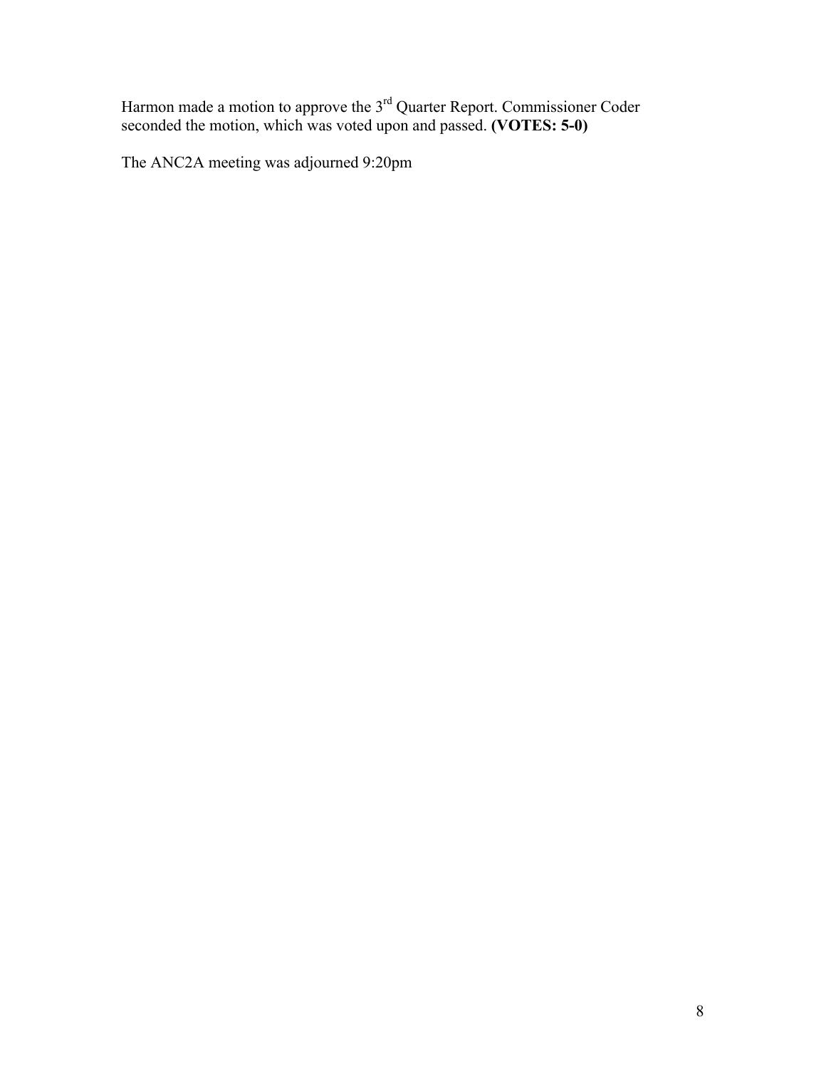Harmon made a motion to approve the 3rd Quarter Report. Commissioner Coder seconded the motion, which was voted upon and passed. **(VOTES: 5-0)**

The ANC2A meeting was adjourned 9:20pm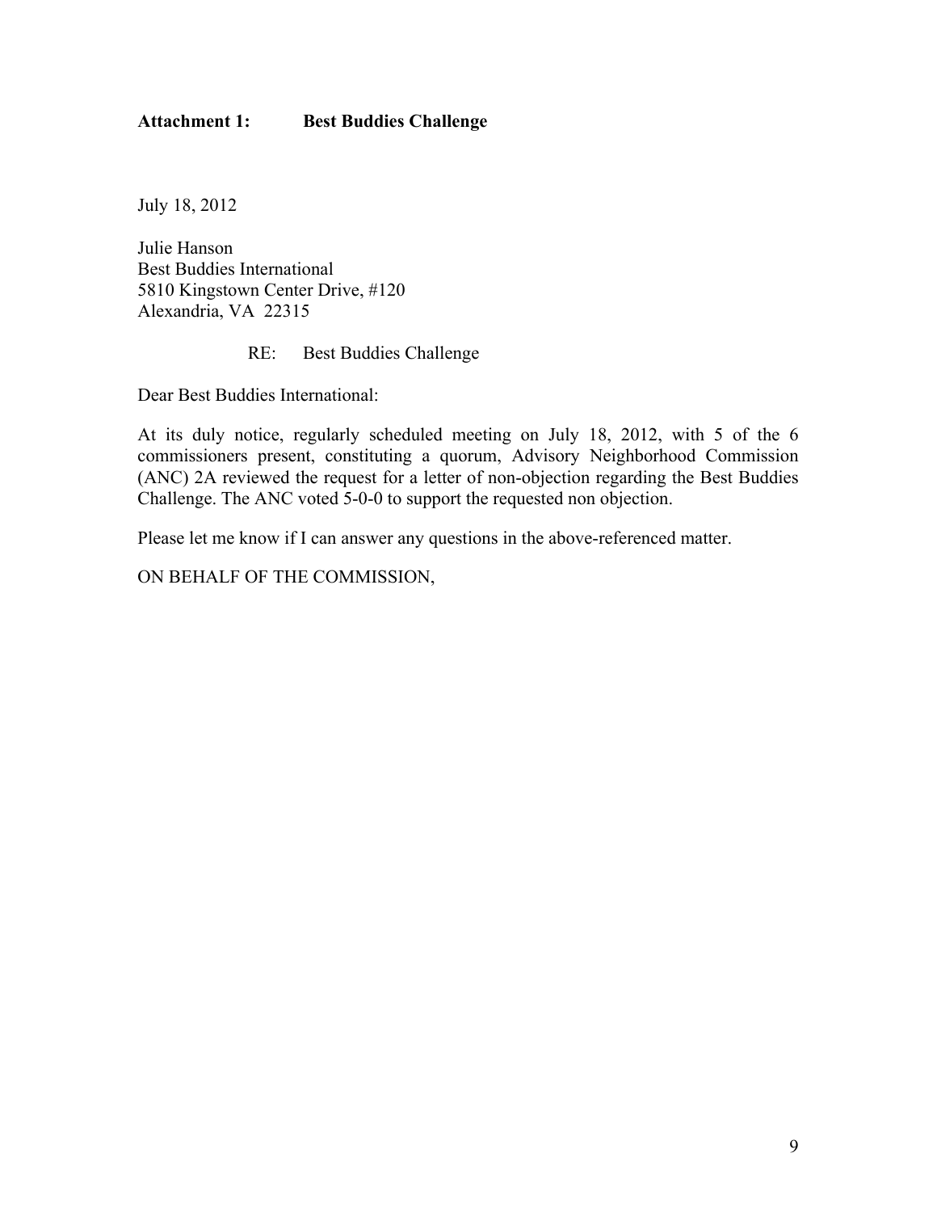**Attachment 1: Best Buddies Challenge**

July 18, 2012

Julie Hanson  
Best Buddies International  
5810 Kingstown Center Drive, #120  
Alexandria, VA 22315

RE: Best Buddies Challenge

Dear Best Buddies International:

At its duly notice, regularly scheduled meeting on July 18, 2012, with 5 of the 6 commissioners present, constituting a quorum, Advisory Neighborhood Commission (ANC) 2A reviewed the request for a letter of non-objection regarding the Best Buddies Challenge. The ANC voted 5-0-0 to support the requested non objection.

Please let me know if I can answer any questions in the above-referenced matter.

ON BEHALF OF THE COMMISSION,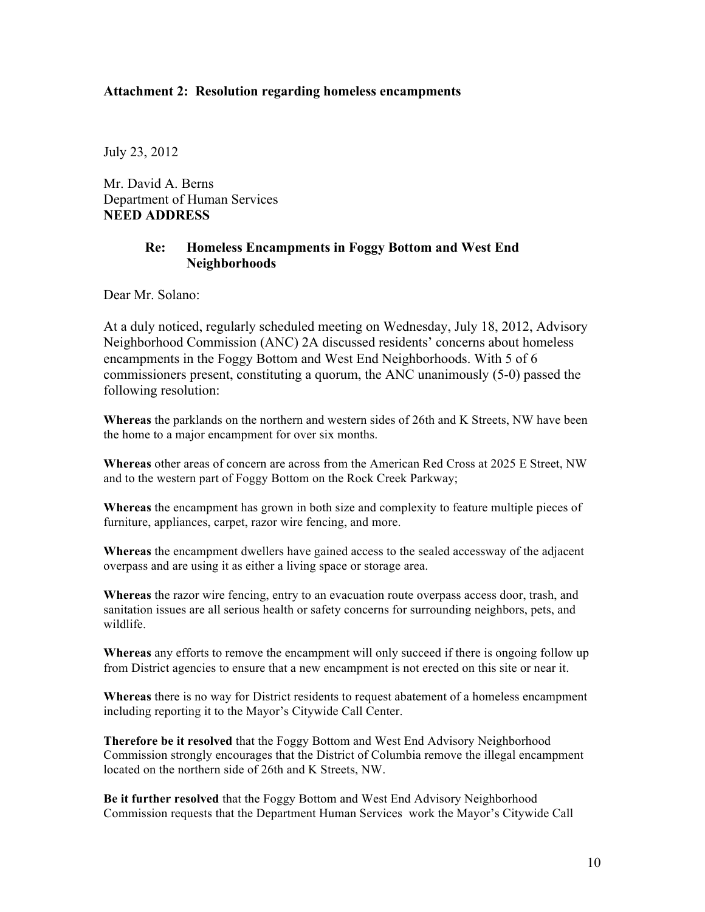**Attachment 2: Resolution regarding homeless encampments**

July 23, 2012

Mr. David A. Berns
Department of Human Services
**NEED ADDRESS**

**Re: Homeless Encampments in Foggy Bottom and West End Neighborhoods**

Dear Mr. Solano:

At a duly noticed, regularly scheduled meeting on Wednesday, July 18, 2012, Advisory Neighborhood Commission (ANC) 2A discussed residents' concerns about homeless encampments in the Foggy Bottom and West End Neighborhoods. With 5 of 6 commissioners present, constituting a quorum, the ANC unanimously (5-0) passed the following resolution:

**Whereas** the parklands on the northern and western sides of 26th and K Streets, NW have been the home to a major encampment for over six months.

**Whereas** other areas of concern are across from the American Red Cross at 2025 E Street, NW and to the western part of Foggy Bottom on the Rock Creek Parkway;

**Whereas** the encampment has grown in both size and complexity to feature multiple pieces of furniture, appliances, carpet, razor wire fencing, and more.

**Whereas** the encampment dwellers have gained access to the sealed accessway of the adjacent overpass and are using it as either a living space or storage area.

**Whereas** the razor wire fencing, entry to an evacuation route overpass access door, trash, and sanitation issues are all serious health or safety concerns for surrounding neighbors, pets, and wildlife.

**Whereas** any efforts to remove the encampment will only succeed if there is ongoing follow up from District agencies to ensure that a new encampment is not erected on this site or near it.

**Whereas** there is no way for District residents to request abatement of a homeless encampment including reporting it to the Mayor's Citywide Call Center.

**Therefore be it resolved** that the Foggy Bottom and West End Advisory Neighborhood Commission strongly encourages that the District of Columbia remove the illegal encampment located on the northern side of 26th and K Streets, NW.

**Be it further resolved** that the Foggy Bottom and West End Advisory Neighborhood Commission requests that the Department Human Services work the Mayor's Citywide Call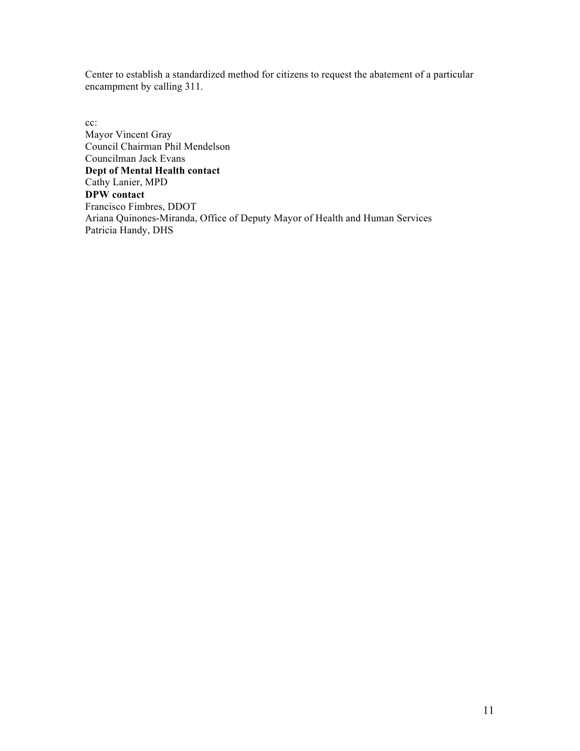Center to establish a standardized method for citizens to request the abatement of a particular encampment by calling 311.

cc:
Mayor Vincent Gray
Council Chairman Phil Mendelson
Councilman Jack Evans
**Dept of Mental Health contact**
Cathy Lanier, MPD
**DPW contact**
Francisco Fimbres, DDOT
Ariana Quinones-Miranda, Office of Deputy Mayor of Health and Human Services
Patricia Handy, DHS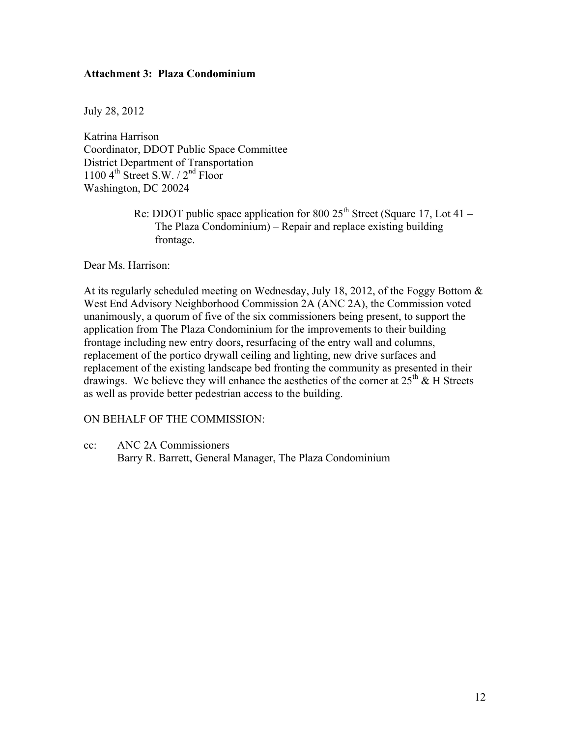**Attachment 3: Plaza Condominium**

July 28, 2012

Katrina Harrison
Coordinator, DDOT Public Space Committee
District Department of Transportation
1100 4th Street S.W. / 2nd Floor
Washington, DC 20024

Re: DDOT public space application for 800 25th Street (Square 17, Lot 41 – The Plaza Condominium) – Repair and replace existing building frontage.

Dear Ms. Harrison:

At its regularly scheduled meeting on Wednesday, July 18, 2012, of the Foggy Bottom & West End Advisory Neighborhood Commission 2A (ANC 2A), the Commission voted unanimously, a quorum of five of the six commissioners being present, to support the application from The Plaza Condominium for the improvements to their building frontage including new entry doors, resurfacing of the entry wall and columns, replacement of the portico drywall ceiling and lighting, new drive surfaces and replacement of the existing landscape bed fronting the community as presented in their drawings. We believe they will enhance the aesthetics of the corner at 25th & H Streets as well as provide better pedestrian access to the building.

ON BEHALF OF THE COMMISSION:

cc: ANC 2A Commissioners
Barry R. Barrett, General Manager, The Plaza Condominium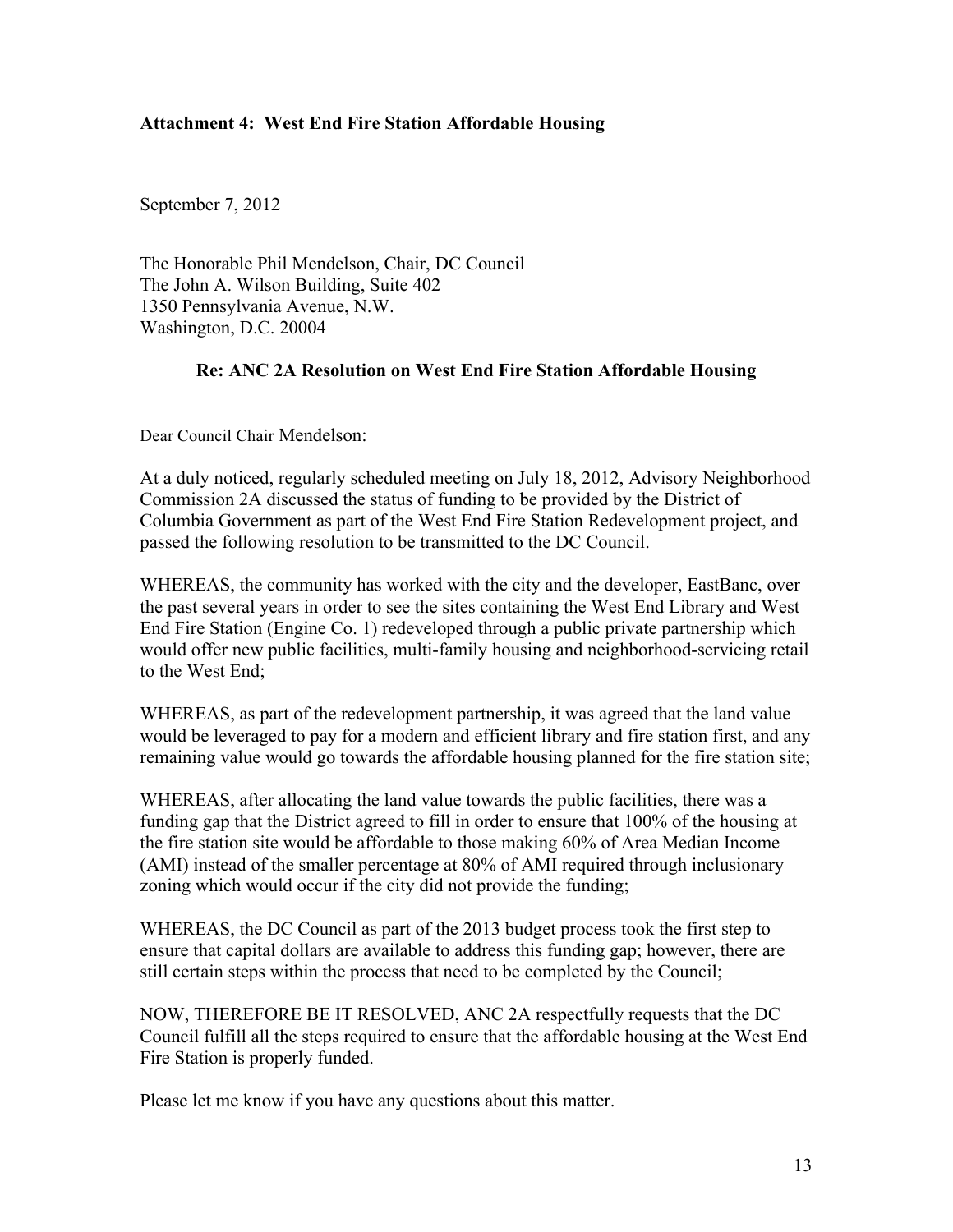**Attachment 4: West End Fire Station Affordable Housing**

September 7, 2012

The Honorable Phil Mendelson, Chair, DC Council
The John A. Wilson Building, Suite 402
1350 Pennsylvania Avenue, N.W.
Washington, D.C. 20004

**Re: ANC 2A Resolution on West End Fire Station Affordable Housing**

Dear Council Chair Mendelson:

At a duly noticed, regularly scheduled meeting on July 18, 2012, Advisory Neighborhood Commission 2A discussed the status of funding to be provided by the District of Columbia Government as part of the West End Fire Station Redevelopment project, and passed the following resolution to be transmitted to the DC Council.

WHEREAS, the community has worked with the city and the developer, EastBanc, over the past several years in order to see the sites containing the West End Library and West End Fire Station (Engine Co. 1) redeveloped through a public private partnership which would offer new public facilities, multi-family housing and neighborhood-servicing retail to the West End;

WHEREAS, as part of the redevelopment partnership, it was agreed that the land value would be leveraged to pay for a modern and efficient library and fire station first, and any remaining value would go towards the affordable housing planned for the fire station site;

WHEREAS, after allocating the land value towards the public facilities, there was a funding gap that the District agreed to fill in order to ensure that 100% of the housing at the fire station site would be affordable to those making 60% of Area Median Income (AMI) instead of the smaller percentage at 80% of AMI required through inclusionary zoning which would occur if the city did not provide the funding;

WHEREAS, the DC Council as part of the 2013 budget process took the first step to ensure that capital dollars are available to address this funding gap; however, there are still certain steps within the process that need to be completed by the Council;

NOW, THEREFORE BE IT RESOLVED, ANC 2A respectfully requests that the DC Council fulfill all the steps required to ensure that the affordable housing at the West End Fire Station is properly funded.

Please let me know if you have any questions about this matter.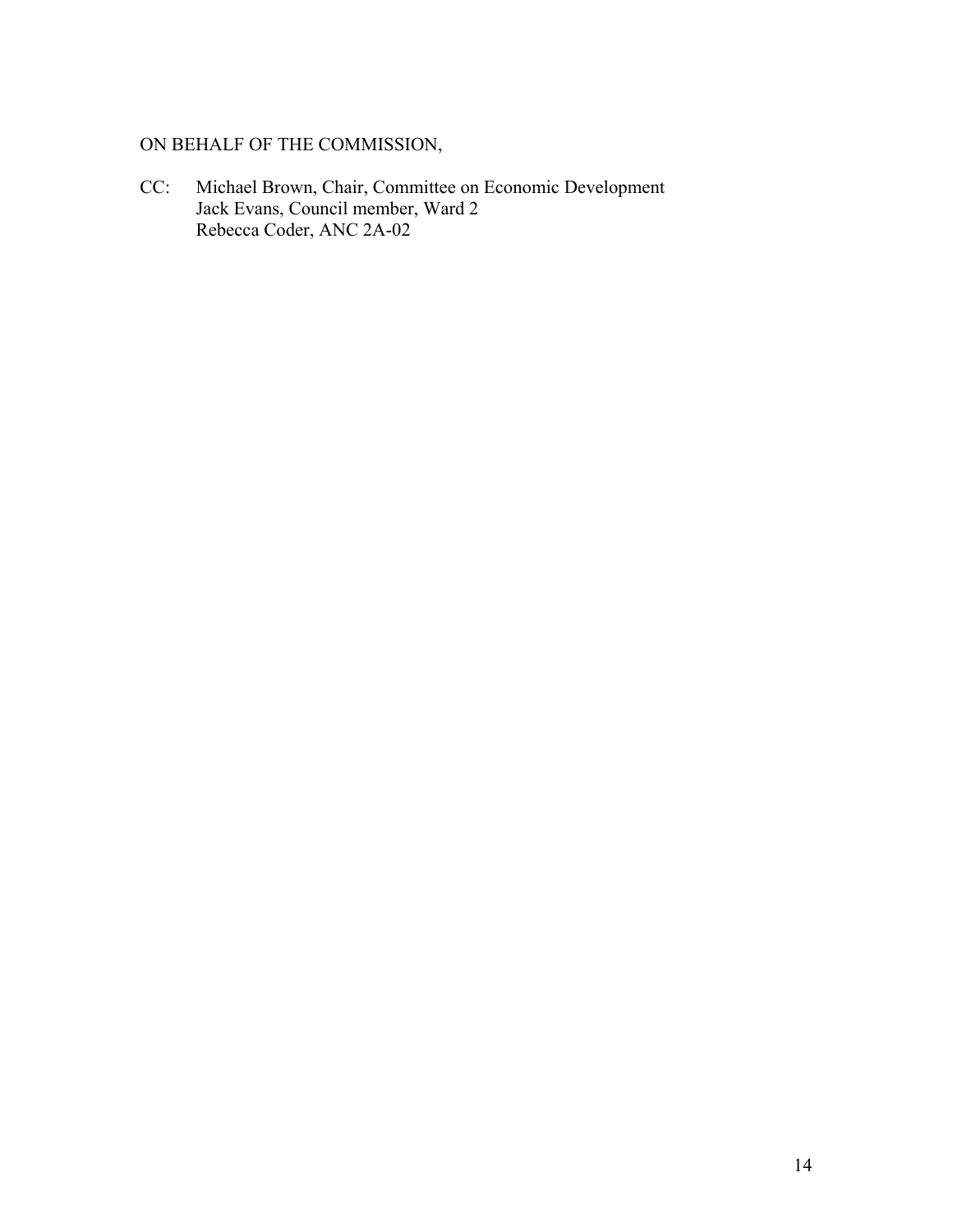ON BEHALF OF THE COMMISSION,

CC: Michael Brown, Chair, Committee on Economic Development
Jack Evans, Council member, Ward 2
Rebecca Coder, ANC 2A-02